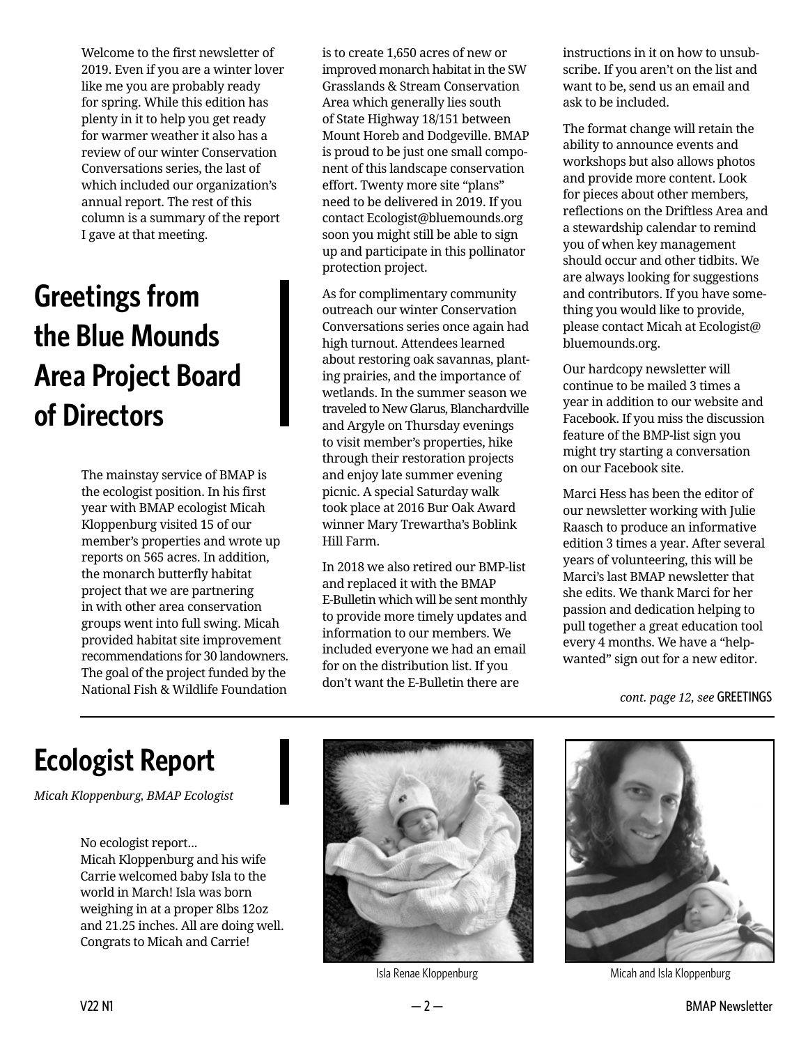Welcome to the first newsletter of 2019. Even if you are a winter lover like me you are probably ready for spring. While this edition has plenty in it to help you get ready for warmer weather it also has a review of our winter Conservation Conversations series, the last of which included our organization's annual report. The rest of this column is a summary of the report I gave at that meeting.

# Greetings from the Blue Mounds Area Project Board of Directors

The mainstay service of BMAP is the ecologist position. In his first year with BMAP ecologist Micah Kloppenburg visited 15 of our member's properties and wrote up reports on 565 acres. In addition, the monarch butterfly habitat project that we are partnering in with other area conservation groups went into full swing. Micah provided habitat site improvement recommendations for 30 landowners. The goal of the project funded by the National Fish & Wildlife Foundation is to create 1,650 acres of new or improved monarch habitat in the SW Grasslands & Stream Conservation Area which generally lies south of State Highway 18/151 between Mount Horeb and Dodgeville. BMAP is proud to be just one small component of this landscape conservation effort. Twenty more site "plans" need to be delivered in 2019. If you contact Ecologist@bluemounds.org soon you might still be able to sign up and participate in this pollinator protection project.

As for complimentary community outreach our winter Conservation Conversations series once again had high turnout. Attendees learned about restoring oak savannas, planting prairies, and the importance of wetlands. In the summer season we traveled to New Glarus, Blanchardville and Argyle on Thursday evenings to visit member's properties, hike through their restoration projects and enjoy late summer evening picnic. A special Saturday walk took place at 2016 Bur Oak Award winner Mary Trewartha's Boblink Hill Farm.

In 2018 we also retired our BMP-list and replaced it with the BMAP E-Bulletin which will be sent monthly to provide more timely updates and information to our members. We included everyone we had an email for on the distribution list. If you don't want the E-Bulletin there are instructions in it on how to unsubscribe. If you aren't on the list and want to be, send us an email and ask to be included.

The format change will retain the ability to announce events and workshops but also allows photos and provide more content. Look for pieces about other members, reflections on the Driftless Area and a stewardship calendar to remind you of when key management should occur and other tidbits. We are always looking for suggestions and contributors. If you have something you would like to provide, please contact Micah at Ecologist@bluemounds.org.

Our hardcopy newsletter will continue to be mailed 3 times a year in addition to our website and Facebook. If you miss the discussion feature of the BMP-list sign you might try starting a conversation on our Facebook site.

Marci Hess has been the editor of our newsletter working with Julie Raasch to produce an informative edition 3 times a year. After several years of volunteering, this will be Marci's last BMAP newsletter that she edits. We thank Marci for her passion and dedication helping to pull together a great education tool every 4 months. We have a "help-wanted" sign out for a new editor.

*cont. page 12, see* GREETINGS

# Ecologist Report

*Micah Kloppenburg, BMAP Ecologist*

No ecologist report...
Micah Kloppenburg and his wife Carrie welcomed baby Isla to the world in March! Isla was born weighing in at a proper 8lbs 12oz and 21.25 inches. All are doing well. Congrats to Micah and Carrie!

Isla Renae Kloppenburg

Micah and Isla Kloppenburg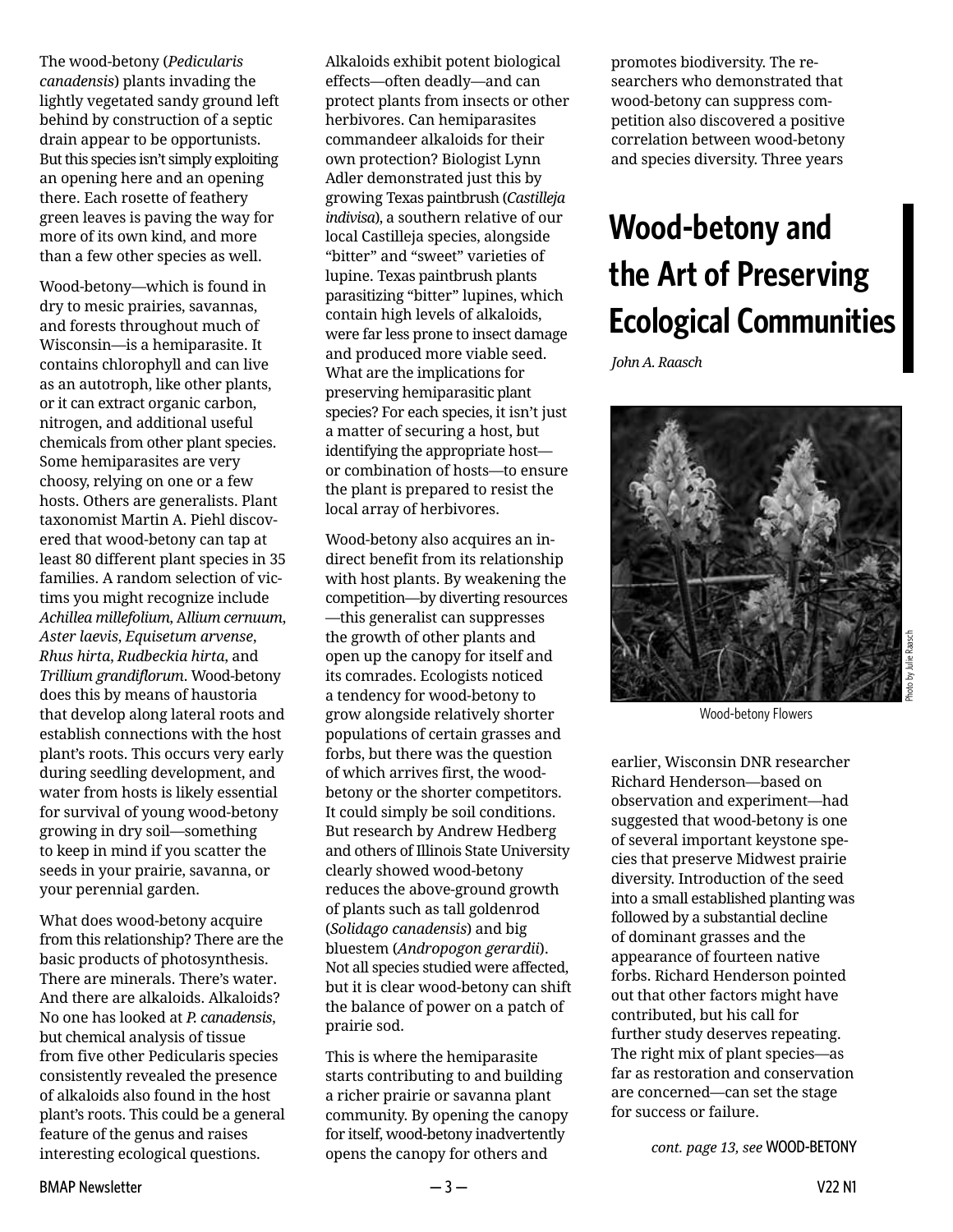# Wood-betony and the Art of Preserving Ecological Communities

*John A. Raasch*

The wood-betony (*Pedicularis canadensis*) plants invading the lightly vegetated sandy ground left behind by construction of a septic drain appear to be opportunists. But this species isn't simply exploiting an opening here and an opening there. Each rosette of feathery green leaves is paving the way for more of its own kind, and more than a few other species as well.

Wood-betony—which is found in dry to mesic prairies, savannas, and forests throughout much of Wisconsin—is a hemiparasite. It contains chlorophyll and can live as an autotroph, like other plants, or it can extract organic carbon, nitrogen, and additional useful chemicals from other plant species. Some hemiparasites are very choosy, relying on one or a few hosts. Others are generalists. Plant taxonomist Martin A. Piehl discovered that wood-betony can tap at least 80 different plant species in 35 families. A random selection of victims you might recognize include *Achillea millefolium*, *Allium cernuum*, *Aster laevis*, *Equisetum arvense*, *Rhus hirta*, *Rudbeckia hirta*, and *Trillium grandiflorum*. Wood-betony does this by means of haustoria that develop along lateral roots and establish connections with the host plant's roots. This occurs very early during seedling development, and water from hosts is likely essential for survival of young wood-betony growing in dry soil—something to keep in mind if you scatter the seeds in your prairie, savanna, or your perennial garden.

What does wood-betony acquire from this relationship? There are the basic products of photosynthesis. There are minerals. There's water. And there are alkaloids. Alkaloids? No one has looked at *P. canadensis*, but chemical analysis of tissue from five other Pedicularis species consistently revealed the presence of alkaloids also found in the host plant's roots. This could be a general feature of the genus and raises interesting ecological questions.

Alkaloids exhibit potent biological effects—often deadly—and can protect plants from insects or other herbivores. Can hemiparasites commandeer alkaloids for their own protection? Biologist Lynn Adler demonstrated just this by growing Texas paintbrush (*Castilleja indivisa*), a southern relative of our local Castilleja species, alongside "bitter" and "sweet" varieties of lupine. Texas paintbrush plants parasitizing "bitter" lupines, which contain high levels of alkaloids, were far less prone to insect damage and produced more viable seed. What are the implications for preserving hemiparasitic plant species? For each species, it isn't just a matter of securing a host, but identifying the appropriate host—or combination of hosts—to ensure the plant is prepared to resist the local array of herbivores.

Wood-betony also acquires an indirect benefit from its relationship with host plants. By weakening the competition—by diverting resources—this generalist can suppresses the growth of other plants and open up the canopy for itself and its comrades. Ecologists noticed a tendency for wood-betony to grow alongside relatively shorter populations of certain grasses and forbs, but there was the question of which arrives first, the wood-betony or the shorter competitors. It could simply be soil conditions. But research by Andrew Hedberg and others of Illinois State University clearly showed wood-betony reduces the above-ground growth of plants such as tall goldenrod (*Solidago canadensis*) and big bluestem (*Andropogon gerardii*). Not all species studied were affected, but it is clear wood-betony can shift the balance of power on a patch of prairie sod.

This is where the hemiparasite starts contributing to and building a richer prairie or savanna plant community. By opening the canopy for itself, wood-betony inadvertently opens the canopy for others and promotes biodiversity. The researchers who demonstrated that wood-betony can suppress competition also discovered a positive correlation between wood-betony and species diversity. Three years earlier, Wisconsin DNR researcher Richard Henderson—based on observation and experiment—had suggested that wood-betony is one of several important keystone species that preserve Midwest prairie diversity. Introduction of the seed into a small established planting was followed by a substantial decline of dominant grasses and the appearance of fourteen native forbs. Richard Henderson pointed out that other factors might have contributed, but his call for further study deserves repeating. The right mix of plant species—as far as restoration and conservation are concerned—can set the stage for success or failure.

Photo by Julie Raasch

Wood-betony Flowers

*cont. page 13, see* WOOD-BETONY